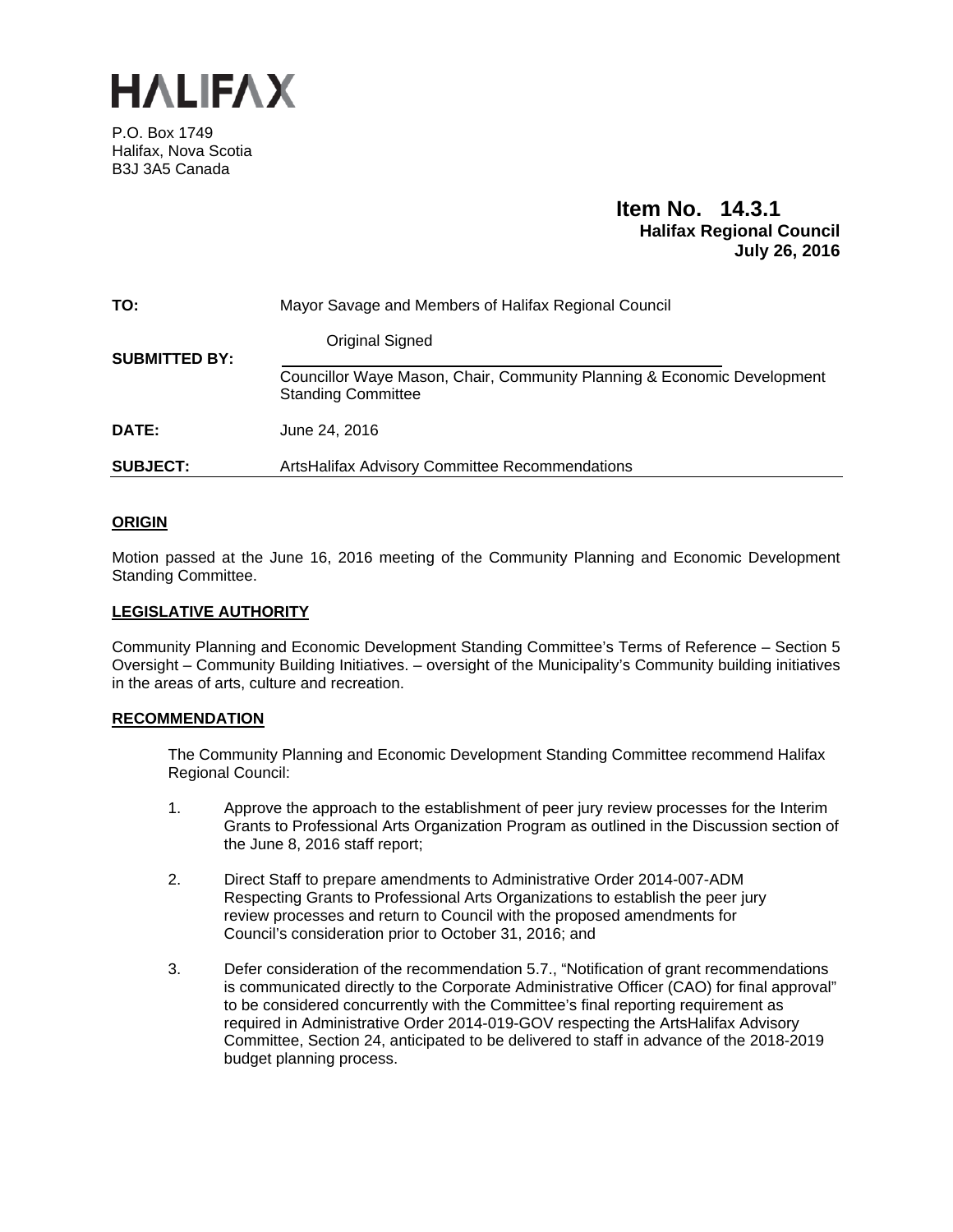# HALIFAX

P.O. Box 1749
Halifax, Nova Scotia
B3J 3A5 Canada

**Item No. 14.3.1**
**Halifax Regional Council**
**July 26, 2016**

| | |
|---|---|
| **TO:** | Mayor Savage and Members of Halifax Regional Council |
| **SUBMITTED BY:** | Original Signed<br>Councillor Waye Mason, Chair, Community Planning & Economic Development Standing Committee |
| **DATE:** | June 24, 2016 |
| **SUBJECT:** | ArtsHalifax Advisory Committee Recommendations |

## ORIGIN

Motion passed at the June 16, 2016 meeting of the Community Planning and Economic Development Standing Committee.

## LEGISLATIVE AUTHORITY

Community Planning and Economic Development Standing Committee's Terms of Reference – Section 5 Oversight – Community Building Initiatives. – oversight of the Municipality's Community building initiatives in the areas of arts, culture and recreation.

## RECOMMENDATION

The Community Planning and Economic Development Standing Committee recommend Halifax Regional Council:

1. Approve the approach to the establishment of peer jury review processes for the Interim Grants to Professional Arts Organization Program as outlined in the Discussion section of the June 8, 2016 staff report;

2. Direct Staff to prepare amendments to Administrative Order 2014-007-ADM Respecting Grants to Professional Arts Organizations to establish the peer jury review processes and return to Council with the proposed amendments for Council's consideration prior to October 31, 2016; and

3. Defer consideration of the recommendation 5.7., "Notification of grant recommendations is communicated directly to the Corporate Administrative Officer (CAO) for final approval" to be considered concurrently with the Committee's final reporting requirement as required in Administrative Order 2014-019-GOV respecting the ArtsHalifax Advisory Committee, Section 24, anticipated to be delivered to staff in advance of the 2018-2019 budget planning process.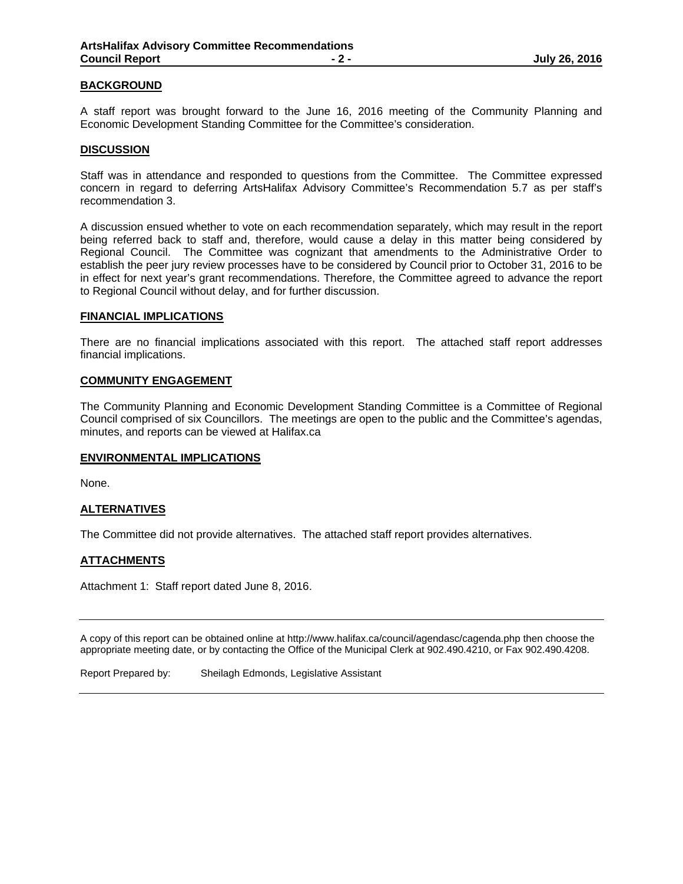## BACKGROUND

A staff report was brought forward to the June 16, 2016 meeting of the Community Planning and Economic Development Standing Committee for the Committee's consideration.

## DISCUSSION

Staff was in attendance and responded to questions from the Committee. The Committee expressed concern in regard to deferring ArtsHalifax Advisory Committee's Recommendation 5.7 as per staff's recommendation 3.

A discussion ensued whether to vote on each recommendation separately, which may result in the report being referred back to staff and, therefore, would cause a delay in this matter being considered by Regional Council. The Committee was cognizant that amendments to the Administrative Order to establish the peer jury review processes have to be considered by Council prior to October 31, 2016 to be in effect for next year's grant recommendations. Therefore, the Committee agreed to advance the report to Regional Council without delay, and for further discussion.

## FINANCIAL IMPLICATIONS

There are no financial implications associated with this report. The attached staff report addresses financial implications.

## COMMUNITY ENGAGEMENT

The Community Planning and Economic Development Standing Committee is a Committee of Regional Council comprised of six Councillors. The meetings are open to the public and the Committee's agendas, minutes, and reports can be viewed at Halifax.ca

## ENVIRONMENTAL IMPLICATIONS

None.

## ALTERNATIVES

The Committee did not provide alternatives. The attached staff report provides alternatives.

## ATTACHMENTS

Attachment 1: Staff report dated June 8, 2016.

---

A copy of this report can be obtained online at http://www.halifax.ca/council/agendasc/cagenda.php then choose the appropriate meeting date, or by contacting the Office of the Municipal Clerk at 902.490.4210, or Fax 902.490.4208.

Report Prepared by: Sheilagh Edmonds, Legislative Assistant

---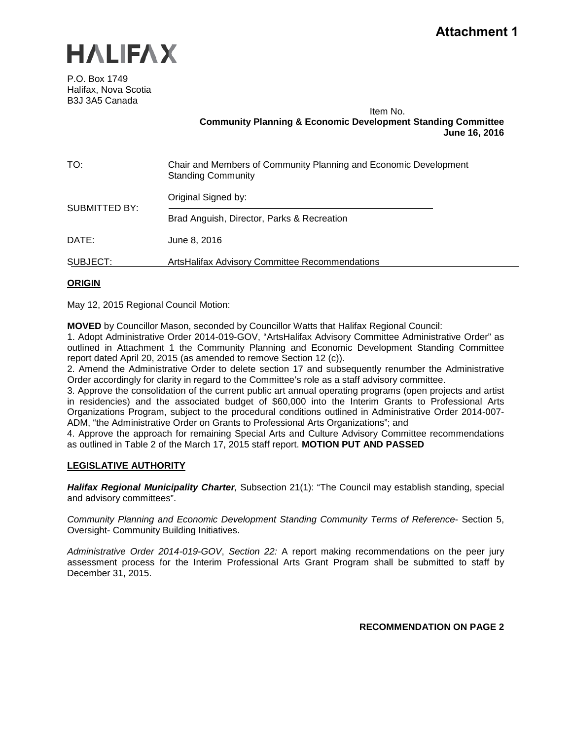**Attachment 1**

**HALIFAX**

P.O. Box 1749
Halifax, Nova Scotia
B3J 3A5 Canada

Item No.
**Community Planning & Economic Development Standing Committee**
**June 16, 2016**

| | |
|---|---|
| TO: | Chair and Members of Community Planning and Economic Development Standing Community |
| SUBMITTED BY: | Original Signed by: |
| | Brad Anguish, Director, Parks & Recreation |
| DATE: | June 8, 2016 |
| SUBJECT: | ArtsHalifax Advisory Committee Recommendations |

## ORIGIN

May 12, 2015 Regional Council Motion:

**MOVED** by Councillor Mason, seconded by Councillor Watts that Halifax Regional Council:

1. Adopt Administrative Order 2014-019-GOV, "ArtsHalifax Advisory Committee Administrative Order" as outlined in Attachment 1 the Community Planning and Economic Development Standing Committee report dated April 20, 2015 (as amended to remove Section 12 (c)).
2. Amend the Administrative Order to delete section 17 and subsequently renumber the Administrative Order accordingly for clarity in regard to the Committee's role as a staff advisory committee.
3. Approve the consolidation of the current public art annual operating programs (open projects and artist in residencies) and the associated budget of $60,000 into the Interim Grants to Professional Arts Organizations Program, subject to the procedural conditions outlined in Administrative Order 2014-007-ADM, "the Administrative Order on Grants to Professional Arts Organizations"; and
4. Approve the approach for remaining Special Arts and Culture Advisory Committee recommendations as outlined in Table 2 of the March 17, 2015 staff report. **MOTION PUT AND PASSED**

## LEGISLATIVE AUTHORITY

***Halifax Regional Municipality Charter**,* Subsection 21(1): "The Council may establish standing, special and advisory committees".

*Community Planning and Economic Development Standing Community Terms of Reference*- Section 5, Oversight- Community Building Initiatives.

*Administrative Order 2014-019-GOV*, *Section 22:* A report making recommendations on the peer jury assessment process for the Interim Professional Arts Grant Program shall be submitted to staff by December 31, 2015.

**RECOMMENDATION ON PAGE 2**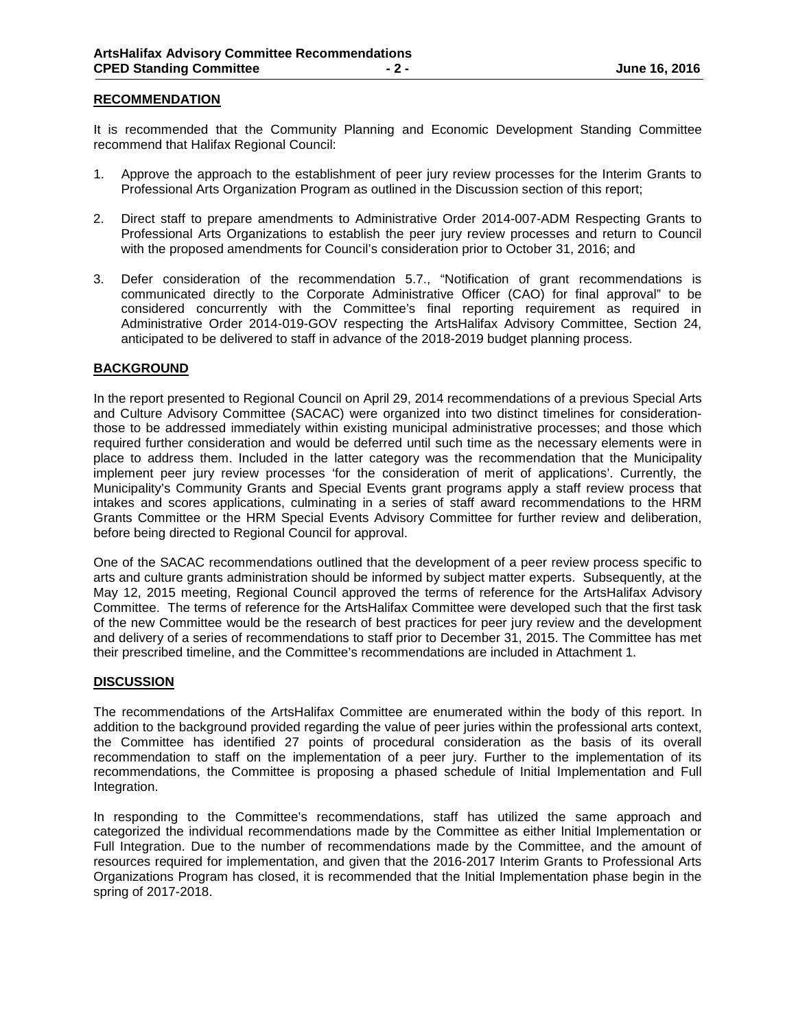## RECOMMENDATION

It is recommended that the Community Planning and Economic Development Standing Committee recommend that Halifax Regional Council:

1. Approve the approach to the establishment of peer jury review processes for the Interim Grants to Professional Arts Organization Program as outlined in the Discussion section of this report;

2. Direct staff to prepare amendments to Administrative Order 2014-007-ADM Respecting Grants to Professional Arts Organizations to establish the peer jury review processes and return to Council with the proposed amendments for Council's consideration prior to October 31, 2016; and

3. Defer consideration of the recommendation 5.7., "Notification of grant recommendations is communicated directly to the Corporate Administrative Officer (CAO) for final approval" to be considered concurrently with the Committee's final reporting requirement as required in Administrative Order 2014-019-GOV respecting the ArtsHalifax Advisory Committee, Section 24, anticipated to be delivered to staff in advance of the 2018-2019 budget planning process.

## BACKGROUND

In the report presented to Regional Council on April 29, 2014 recommendations of a previous Special Arts and Culture Advisory Committee (SACAC) were organized into two distinct timelines for consideration-those to be addressed immediately within existing municipal administrative processes; and those which required further consideration and would be deferred until such time as the necessary elements were in place to address them. Included in the latter category was the recommendation that the Municipality implement peer jury review processes 'for the consideration of merit of applications'. Currently, the Municipality's Community Grants and Special Events grant programs apply a staff review process that intakes and scores applications, culminating in a series of staff award recommendations to the HRM Grants Committee or the HRM Special Events Advisory Committee for further review and deliberation, before being directed to Regional Council for approval.

One of the SACAC recommendations outlined that the development of a peer review process specific to arts and culture grants administration should be informed by subject matter experts. Subsequently, at the May 12, 2015 meeting, Regional Council approved the terms of reference for the ArtsHalifax Advisory Committee. The terms of reference for the ArtsHalifax Committee were developed such that the first task of the new Committee would be the research of best practices for peer jury review and the development and delivery of a series of recommendations to staff prior to December 31, 2015. The Committee has met their prescribed timeline, and the Committee's recommendations are included in Attachment 1.

## DISCUSSION

The recommendations of the ArtsHalifax Committee are enumerated within the body of this report. In addition to the background provided regarding the value of peer juries within the professional arts context, the Committee has identified 27 points of procedural consideration as the basis of its overall recommendation to staff on the implementation of a peer jury. Further to the implementation of its recommendations, the Committee is proposing a phased schedule of Initial Implementation and Full Integration.

In responding to the Committee's recommendations, staff has utilized the same approach and categorized the individual recommendations made by the Committee as either Initial Implementation or Full Integration. Due to the number of recommendations made by the Committee, and the amount of resources required for implementation, and given that the 2016-2017 Interim Grants to Professional Arts Organizations Program has closed, it is recommended that the Initial Implementation phase begin in the spring of 2017-2018.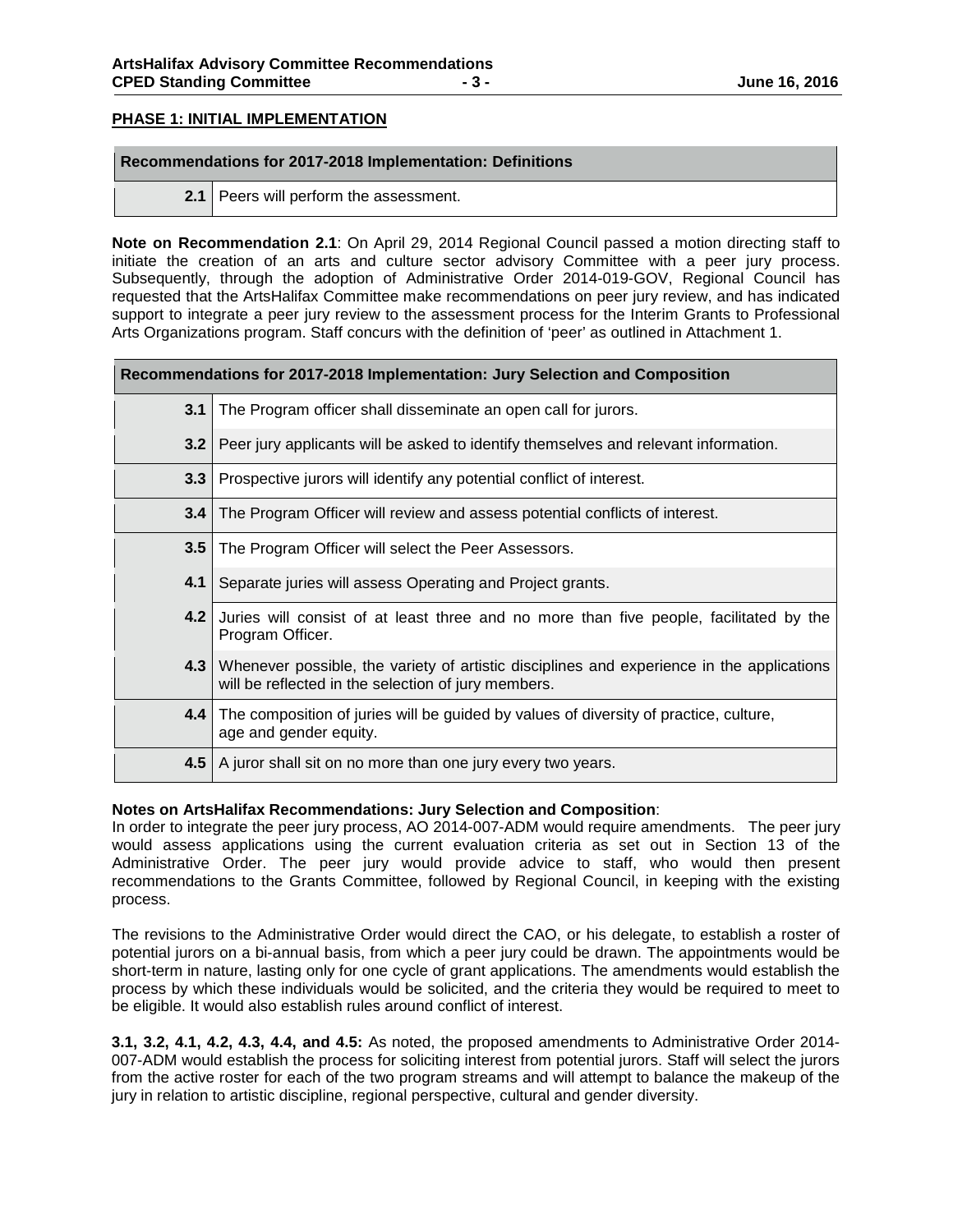**PHASE 1: INITIAL IMPLEMENTATION**

| Recommendations for 2017-2018 Implementation: Definitions | |
|---|---|
| **2.1** | Peers will perform the assessment. |

**Note on Recommendation 2.1**: On April 29, 2014 Regional Council passed a motion directing staff to initiate the creation of an arts and culture sector advisory Committee with a peer jury process. Subsequently, through the adoption of Administrative Order 2014-019-GOV, Regional Council has requested that the ArtsHalifax Committee make recommendations on peer jury review, and has indicated support to integrate a peer jury review to the assessment process for the Interim Grants to Professional Arts Organizations program. Staff concurs with the definition of 'peer' as outlined in Attachment 1.

| Recommendations for 2017-2018 Implementation: Jury Selection and Composition | |
|---|---|
| **3.1** | The Program officer shall disseminate an open call for jurors. |
| **3.2** | Peer jury applicants will be asked to identify themselves and relevant information. |
| **3.3** | Prospective jurors will identify any potential conflict of interest. |
| **3.4** | The Program Officer will review and assess potential conflicts of interest. |
| **3.5** | The Program Officer will select the Peer Assessors. |
| **4.1** | Separate juries will assess Operating and Project grants. |
| **4.2** | Juries will consist of at least three and no more than five people, facilitated by the Program Officer. |
| **4.3** | Whenever possible, the variety of artistic disciplines and experience in the applications will be reflected in the selection of jury members. |
| **4.4** | The composition of juries will be guided by values of diversity of practice, culture, age and gender equity. |
| **4.5** | A juror shall sit on no more than one jury every two years. |

**Notes on ArtsHalifax Recommendations: Jury Selection and Composition**:
In order to integrate the peer jury process, AO 2014-007-ADM would require amendments. The peer jury would assess applications using the current evaluation criteria as set out in Section 13 of the Administrative Order. The peer jury would provide advice to staff, who would then present recommendations to the Grants Committee, followed by Regional Council, in keeping with the existing process.

The revisions to the Administrative Order would direct the CAO, or his delegate, to establish a roster of potential jurors on a bi-annual basis, from which a peer jury could be drawn. The appointments would be short-term in nature, lasting only for one cycle of grant applications. The amendments would establish the process by which these individuals would be solicited, and the criteria they would be required to meet to be eligible. It would also establish rules around conflict of interest.

**3.1, 3.2, 4.1, 4.2, 4.3, 4.4, and 4.5:** As noted, the proposed amendments to Administrative Order 2014-007-ADM would establish the process for soliciting interest from potential jurors. Staff will select the jurors from the active roster for each of the two program streams and will attempt to balance the makeup of the jury in relation to artistic discipline, regional perspective, cultural and gender diversity.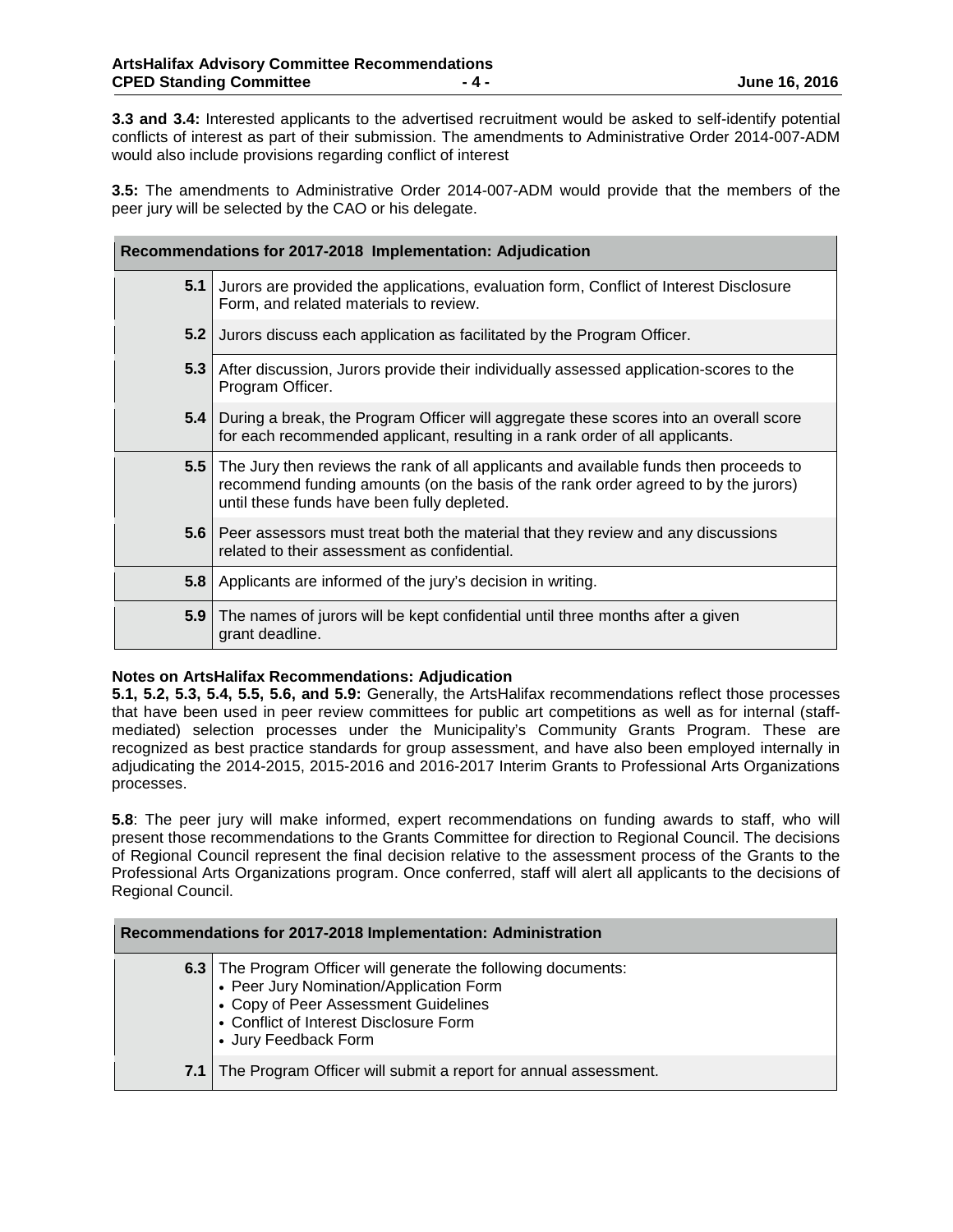**3.3 and 3.4:** Interested applicants to the advertised recruitment would be asked to self-identify potential conflicts of interest as part of their submission. The amendments to Administrative Order 2014-007-ADM would also include provisions regarding conflict of interest

**3.5:** The amendments to Administrative Order 2014-007-ADM would provide that the members of the peer jury will be selected by the CAO or his delegate.

| Recommendations for 2017-2018 Implementation: Adjudication | |
|---|---|
| **5.1** | Jurors are provided the applications, evaluation form, Conflict of Interest Disclosure Form, and related materials to review. |
| **5.2** | Jurors discuss each application as facilitated by the Program Officer. |
| **5.3** | After discussion, Jurors provide their individually assessed application-scores to the Program Officer. |
| **5.4** | During a break, the Program Officer will aggregate these scores into an overall score for each recommended applicant, resulting in a rank order of all applicants. |
| **5.5** | The Jury then reviews the rank of all applicants and available funds then proceeds to recommend funding amounts (on the basis of the rank order agreed to by the jurors) until these funds have been fully depleted. |
| **5.6** | Peer assessors must treat both the material that they review and any discussions related to their assessment as confidential. |
| **5.8** | Applicants are informed of the jury's decision in writing. |
| **5.9** | The names of jurors will be kept confidential until three months after a given grant deadline. |

**Notes on ArtsHalifax Recommendations: Adjudication**

**5.1, 5.2, 5.3, 5.4, 5.5, 5.6, and 5.9:** Generally, the ArtsHalifax recommendations reflect those processes that have been used in peer review committees for public art competitions as well as for internal (staff-mediated) selection processes under the Municipality's Community Grants Program. These are recognized as best practice standards for group assessment, and have also been employed internally in adjudicating the 2014-2015, 2015-2016 and 2016-2017 Interim Grants to Professional Arts Organizations processes.

**5.8**: The peer jury will make informed, expert recommendations on funding awards to staff, who will present those recommendations to the Grants Committee for direction to Regional Council. The decisions of Regional Council represent the final decision relative to the assessment process of the Grants to the Professional Arts Organizations program. Once conferred, staff will alert all applicants to the decisions of Regional Council.

| Recommendations for 2017-2018 Implementation: Administration | |
|---|---|
| **6.3** | The Program Officer will generate the following documents:<br>• Peer Jury Nomination/Application Form<br>• Copy of Peer Assessment Guidelines<br>• Conflict of Interest Disclosure Form<br>• Jury Feedback Form |
| **7.1** | The Program Officer will submit a report for annual assessment. |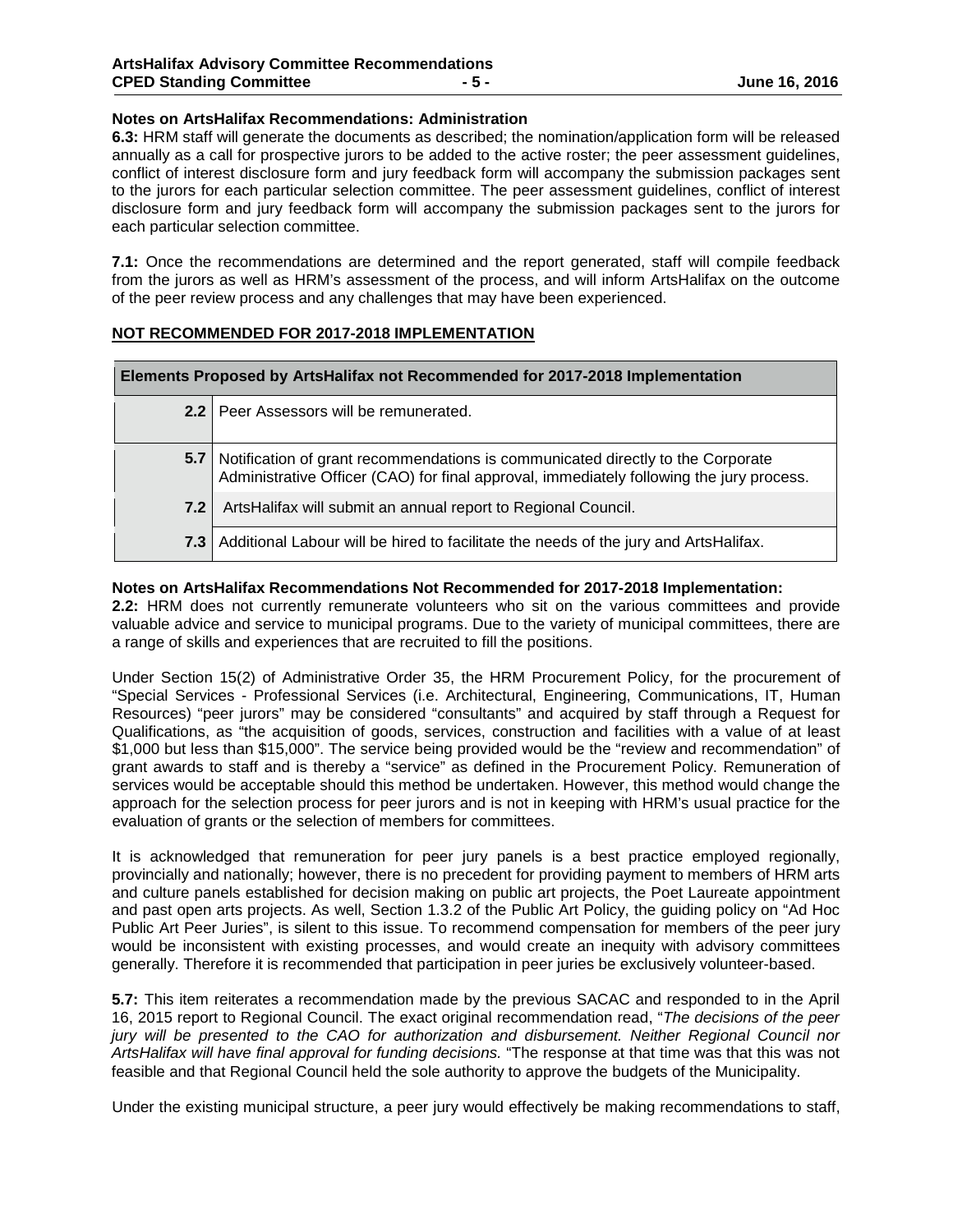**Notes on ArtsHalifax Recommendations: Administration**

**6.3:** HRM staff will generate the documents as described; the nomination/application form will be released annually as a call for prospective jurors to be added to the active roster; the peer assessment guidelines, conflict of interest disclosure form and jury feedback form will accompany the submission packages sent to the jurors for each particular selection committee. The peer assessment guidelines, conflict of interest disclosure form and jury feedback form will accompany the submission packages sent to the jurors for each particular selection committee.

**7.1:** Once the recommendations are determined and the report generated, staff will compile feedback from the jurors as well as HRM's assessment of the process, and will inform ArtsHalifax on the outcome of the peer review process and any challenges that may have been experienced.

**NOT RECOMMENDED FOR 2017-2018 IMPLEMENTATION**

| Elements Proposed by ArtsHalifax not Recommended for 2017-2018 Implementation | |
|---|---|
| **2.2** | Peer Assessors will be remunerated. |
| **5.7** | Notification of grant recommendations is communicated directly to the Corporate Administrative Officer (CAO) for final approval, immediately following the jury process. |
| **7.2** | ArtsHalifax will submit an annual report to Regional Council. |
| **7.3** | Additional Labour will be hired to facilitate the needs of the jury and ArtsHalifax. |

**Notes on ArtsHalifax Recommendations Not Recommended for 2017-2018 Implementation:**

**2.2:** HRM does not currently remunerate volunteers who sit on the various committees and provide valuable advice and service to municipal programs. Due to the variety of municipal committees, there are a range of skills and experiences that are recruited to fill the positions.

Under Section 15(2) of Administrative Order 35, the HRM Procurement Policy, for the procurement of "Special Services - Professional Services (i.e. Architectural, Engineering, Communications, IT, Human Resources) "peer jurors" may be considered "consultants" and acquired by staff through a Request for Qualifications, as "the acquisition of goods, services, construction and facilities with a value of at least \$1,000 but less than \$15,000". The service being provided would be the "review and recommendation" of grant awards to staff and is thereby a "service" as defined in the Procurement Policy. Remuneration of services would be acceptable should this method be undertaken. However, this method would change the approach for the selection process for peer jurors and is not in keeping with HRM's usual practice for the evaluation of grants or the selection of members for committees.

It is acknowledged that remuneration for peer jury panels is a best practice employed regionally, provincially and nationally; however, there is no precedent for providing payment to members of HRM arts and culture panels established for decision making on public art projects, the Poet Laureate appointment and past open arts projects. As well, Section 1.3.2 of the Public Art Policy, the guiding policy on "Ad Hoc Public Art Peer Juries", is silent to this issue. To recommend compensation for members of the peer jury would be inconsistent with existing processes, and would create an inequity with advisory committees generally. Therefore it is recommended that participation in peer juries be exclusively volunteer-based.

**5.7:** This item reiterates a recommendation made by the previous SACAC and responded to in the April 16, 2015 report to Regional Council. The exact original recommendation read, "*The decisions of the peer jury will be presented to the CAO for authorization and disbursement. Neither Regional Council nor ArtsHalifax will have final approval for funding decisions.* "The response at that time was that this was not feasible and that Regional Council held the sole authority to approve the budgets of the Municipality.

Under the existing municipal structure, a peer jury would effectively be making recommendations to staff,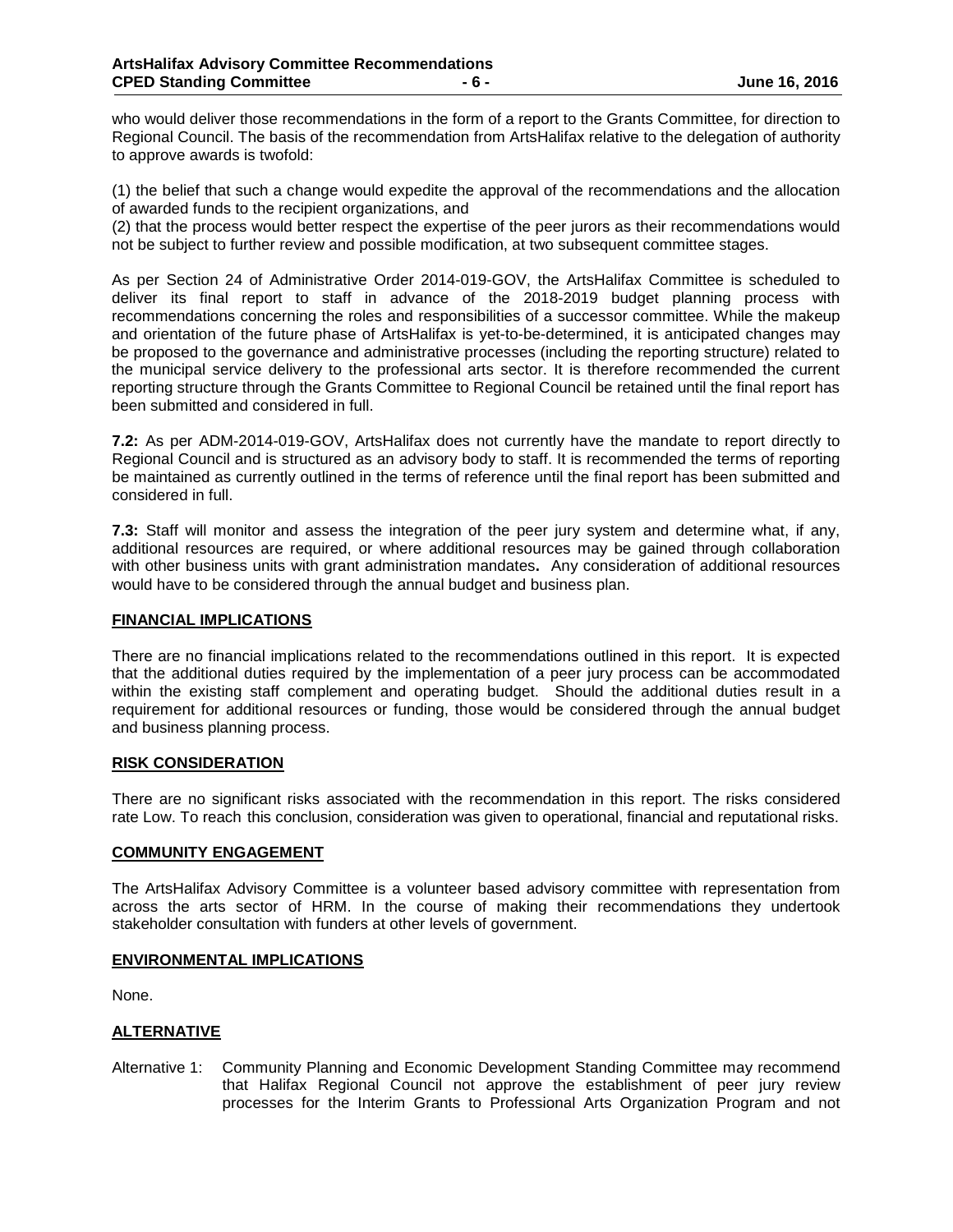who would deliver those recommendations in the form of a report to the Grants Committee, for direction to Regional Council. The basis of the recommendation from ArtsHalifax relative to the delegation of authority to approve awards is twofold:

(1) the belief that such a change would expedite the approval of the recommendations and the allocation of awarded funds to the recipient organizations, and
(2) that the process would better respect the expertise of the peer jurors as their recommendations would not be subject to further review and possible modification, at two subsequent committee stages.

As per Section 24 of Administrative Order 2014-019-GOV, the ArtsHalifax Committee is scheduled to deliver its final report to staff in advance of the 2018-2019 budget planning process with recommendations concerning the roles and responsibilities of a successor committee. While the makeup and orientation of the future phase of ArtsHalifax is yet-to-be-determined, it is anticipated changes may be proposed to the governance and administrative processes (including the reporting structure) related to the municipal service delivery to the professional arts sector. It is therefore recommended the current reporting structure through the Grants Committee to Regional Council be retained until the final report has been submitted and considered in full.

**7.2:** As per ADM-2014-019-GOV, ArtsHalifax does not currently have the mandate to report directly to Regional Council and is structured as an advisory body to staff. It is recommended the terms of reporting be maintained as currently outlined in the terms of reference until the final report has been submitted and considered in full.

**7.3:** Staff will monitor and assess the integration of the peer jury system and determine what, if any, additional resources are required, or where additional resources may be gained through collaboration with other business units with grant administration mandates**.** Any consideration of additional resources would have to be considered through the annual budget and business plan.

## FINANCIAL IMPLICATIONS

There are no financial implications related to the recommendations outlined in this report. It is expected that the additional duties required by the implementation of a peer jury process can be accommodated within the existing staff complement and operating budget. Should the additional duties result in a requirement for additional resources or funding, those would be considered through the annual budget and business planning process.

## RISK CONSIDERATION

There are no significant risks associated with the recommendation in this report. The risks considered rate Low. To reach this conclusion, consideration was given to operational, financial and reputational risks.

## COMMUNITY ENGAGEMENT

The ArtsHalifax Advisory Committee is a volunteer based advisory committee with representation from across the arts sector of HRM. In the course of making their recommendations they undertook stakeholder consultation with funders at other levels of government.

## ENVIRONMENTAL IMPLICATIONS

None.

## ALTERNATIVE

Alternative 1: Community Planning and Economic Development Standing Committee may recommend that Halifax Regional Council not approve the establishment of peer jury review processes for the Interim Grants to Professional Arts Organization Program and not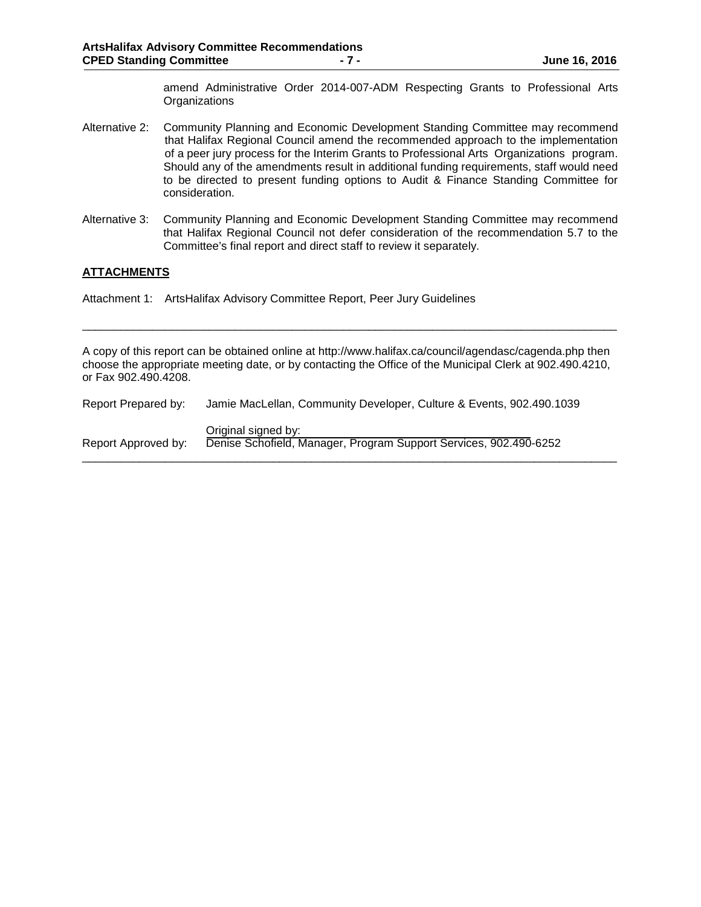amend Administrative Order 2014-007-ADM Respecting Grants to Professional Arts Organizations

Alternative 2: Community Planning and Economic Development Standing Committee may recommend that Halifax Regional Council amend the recommended approach to the implementation of a peer jury process for the Interim Grants to Professional Arts Organizations program. Should any of the amendments result in additional funding requirements, staff would need to be directed to present funding options to Audit & Finance Standing Committee for consideration.

Alternative 3: Community Planning and Economic Development Standing Committee may recommend that Halifax Regional Council not defer consideration of the recommendation 5.7 to the Committee's final report and direct staff to review it separately.

## ATTACHMENTS

Attachment 1: ArtsHalifax Advisory Committee Report, Peer Jury Guidelines

---

A copy of this report can be obtained online at http://www.halifax.ca/council/agendasc/cagenda.php then choose the appropriate meeting date, or by contacting the Office of the Municipal Clerk at 902.490.4210, or Fax 902.490.4208.

Report Prepared by: Jamie MacLellan, Community Developer, Culture & Events, 902.490.1039

Report Approved by: Original signed by:
Denise Schofield, Manager, Program Support Services, 902.490-6252

---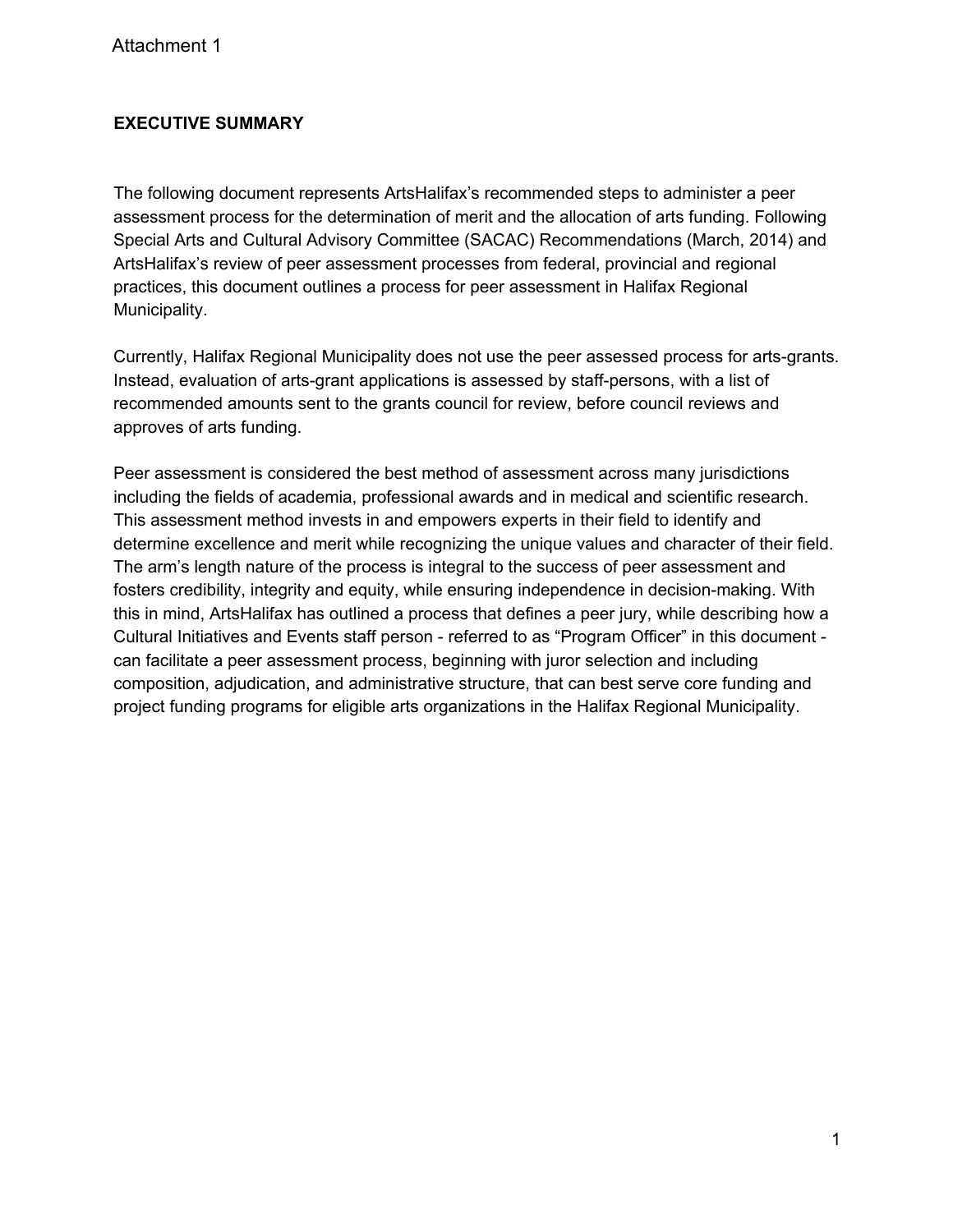Attachment 1

## EXECUTIVE SUMMARY

The following document represents ArtsHalifax's recommended steps to administer a peer assessment process for the determination of merit and the allocation of arts funding. Following Special Arts and Cultural Advisory Committee (SACAC) Recommendations (March, 2014) and ArtsHalifax's review of peer assessment processes from federal, provincial and regional practices, this document outlines a process for peer assessment in Halifax Regional Municipality.

Currently, Halifax Regional Municipality does not use the peer assessed process for arts-grants. Instead, evaluation of arts-grant applications is assessed by staff-persons, with a list of recommended amounts sent to the grants council for review, before council reviews and approves of arts funding.

Peer assessment is considered the best method of assessment across many jurisdictions including the fields of academia, professional awards and in medical and scientific research. This assessment method invests in and empowers experts in their field to identify and determine excellence and merit while recognizing the unique values and character of their field. The arm's length nature of the process is integral to the success of peer assessment and fosters credibility, integrity and equity, while ensuring independence in decision-making. With this in mind, ArtsHalifax has outlined a process that defines a peer jury, while describing how a Cultural Initiatives and Events staff person - referred to as "Program Officer" in this document - can facilitate a peer assessment process, beginning with juror selection and including composition, adjudication, and administrative structure, that can best serve core funding and project funding programs for eligible arts organizations in the Halifax Regional Municipality.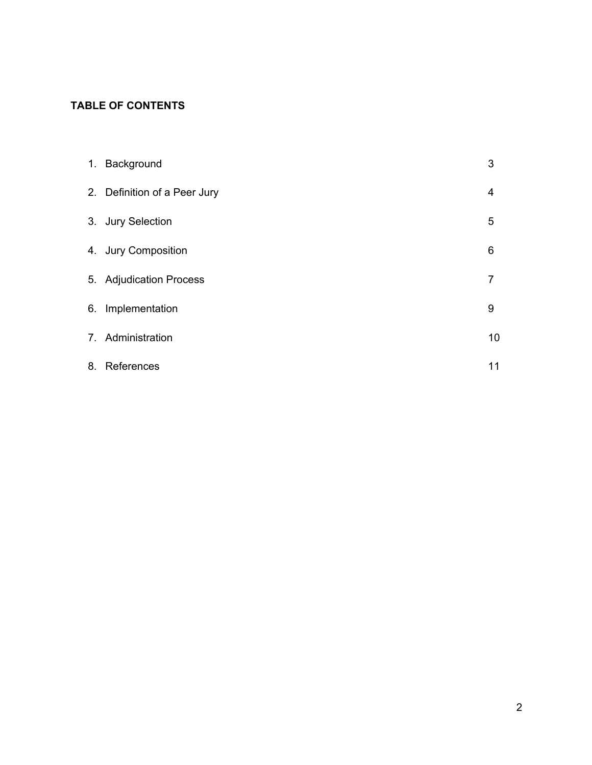**TABLE OF CONTENTS**

| | | |
|---|---|---|
| 1. | Background | 3 |
| 2. | Definition of a Peer Jury | 4 |
| 3. | Jury Selection | 5 |
| 4. | Jury Composition | 6 |
| 5. | Adjudication Process | 7 |
| 6. | Implementation | 9 |
| 7. | Administration | 10 |
| 8. | References | 11 |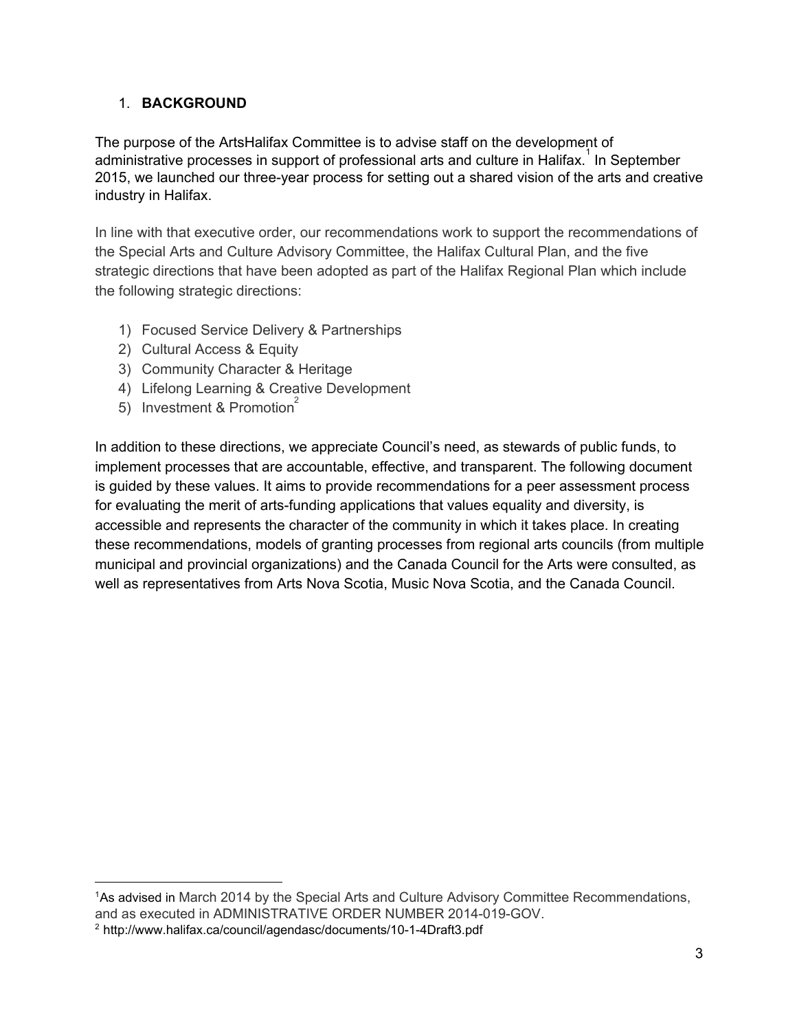## 1. **BACKGROUND**

The purpose of the ArtsHalifax Committee is to advise staff on the development of administrative processes in support of professional arts and culture in Halifax.[1] In September 2015, we launched our three-year process for setting out a shared vision of the arts and creative industry in Halifax.

In line with that executive order, our recommendations work to support the recommendations of the Special Arts and Culture Advisory Committee, the Halifax Cultural Plan, and the five strategic directions that have been adopted as part of the Halifax Regional Plan which include the following strategic directions:

1) Focused Service Delivery & Partnerships
2) Cultural Access & Equity
3) Community Character & Heritage
4) Lifelong Learning & Creative Development
5) Investment & Promotion[2]

In addition to these directions, we appreciate Council's need, as stewards of public funds, to implement processes that are accountable, effective, and transparent. The following document is guided by these values. It aims to provide recommendations for a peer assessment process for evaluating the merit of arts-funding applications that values equality and diversity, is accessible and represents the character of the community in which it takes place. In creating these recommendations, models of granting processes from regional arts councils (from multiple municipal and provincial organizations) and the Canada Council for the Arts were consulted, as well as representatives from Arts Nova Scotia, Music Nova Scotia, and the Canada Council.

---

[1] As advised in March 2014 by the Special Arts and Culture Advisory Committee Recommendations, and as executed in ADMINISTRATIVE ORDER NUMBER 2014-019-GOV.

[2] http://www.halifax.ca/council/agendasc/documents/10-1-4Draft3.pdf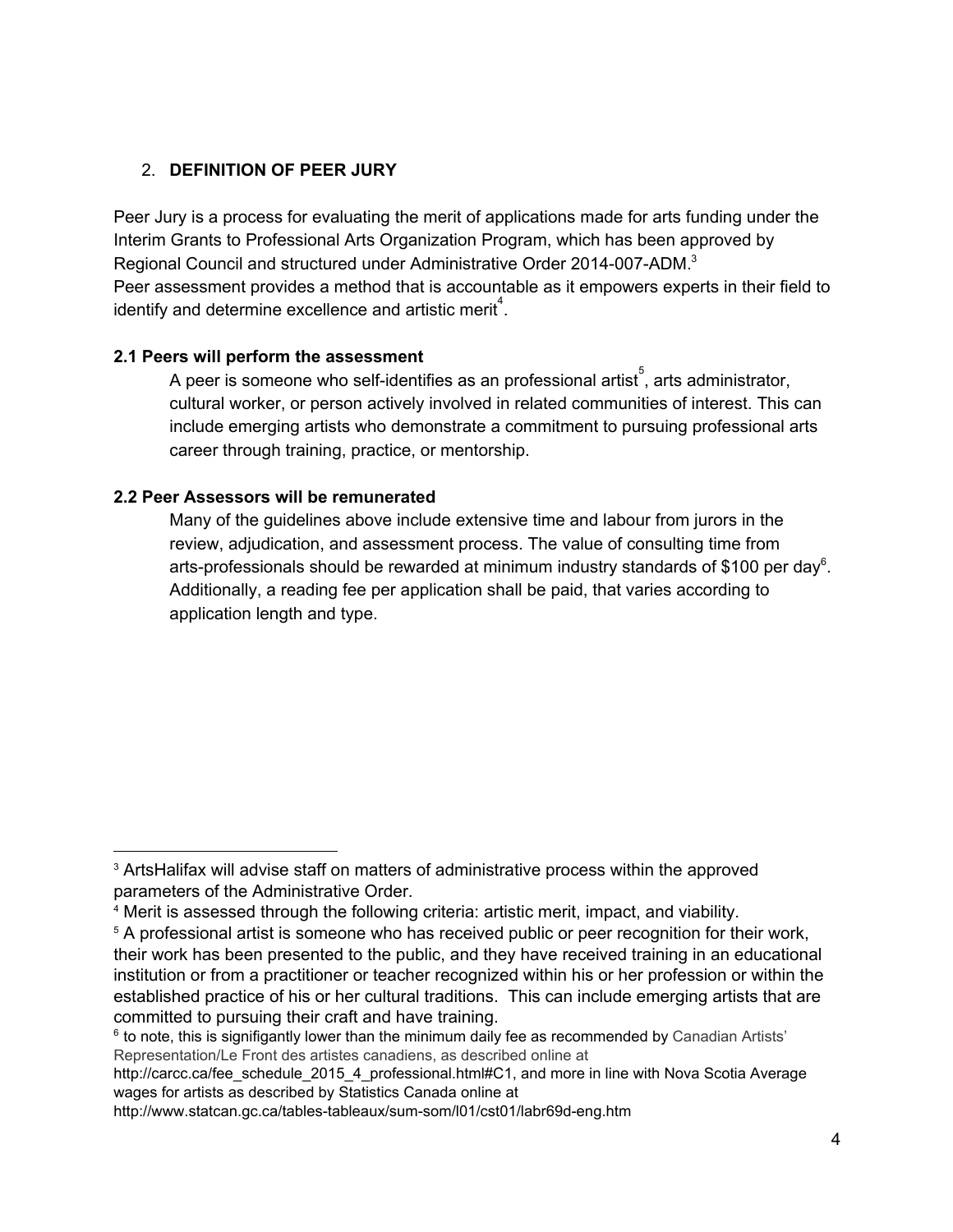## 2. DEFINITION OF PEER JURY

Peer Jury is a process for evaluating the merit of applications made for arts funding under the Interim Grants to Professional Arts Organization Program, which has been approved by Regional Council and structured under Administrative Order 2014-007-ADM.[3]
Peer assessment provides a method that is accountable as it empowers experts in their field to identify and determine excellence and artistic merit[4].

### 2.1 Peers will perform the assessment

A peer is someone who self-identifies as an professional artist[5], arts administrator, cultural worker, or person actively involved in related communities of interest. This can include emerging artists who demonstrate a commitment to pursuing professional arts career through training, practice, or mentorship.

### 2.2 Peer Assessors will be remunerated

Many of the guidelines above include extensive time and labour from jurors in the review, adjudication, and assessment process. The value of consulting time from arts-professionals should be rewarded at minimum industry standards of $100 per day[6]. Additionally, a reading fee per application shall be paid, that varies according to application length and type.

---

[3] ArtsHalifax will advise staff on matters of administrative process within the approved parameters of the Administrative Order.

[4] Merit is assessed through the following criteria: artistic merit, impact, and viability.

[5] A professional artist is someone who has received public or peer recognition for their work, their work has been presented to the public, and they have received training in an educational institution or from a practitioner or teacher recognized within his or her profession or within the established practice of his or her cultural traditions. This can include emerging artists that are committed to pursuing their craft and have training.

[6] to note, this is signifigantly lower than the minimum daily fee as recommended by Canadian Artists' Representation/Le Front des artistes canadiens, as described online at http://carcc.ca/fee_schedule_2015_4_professional.html#C1, and more in line with Nova Scotia Average wages for artists as described by Statistics Canada online at http://www.statcan.gc.ca/tables-tableaux/sum-som/l01/cst01/labr69d-eng.htm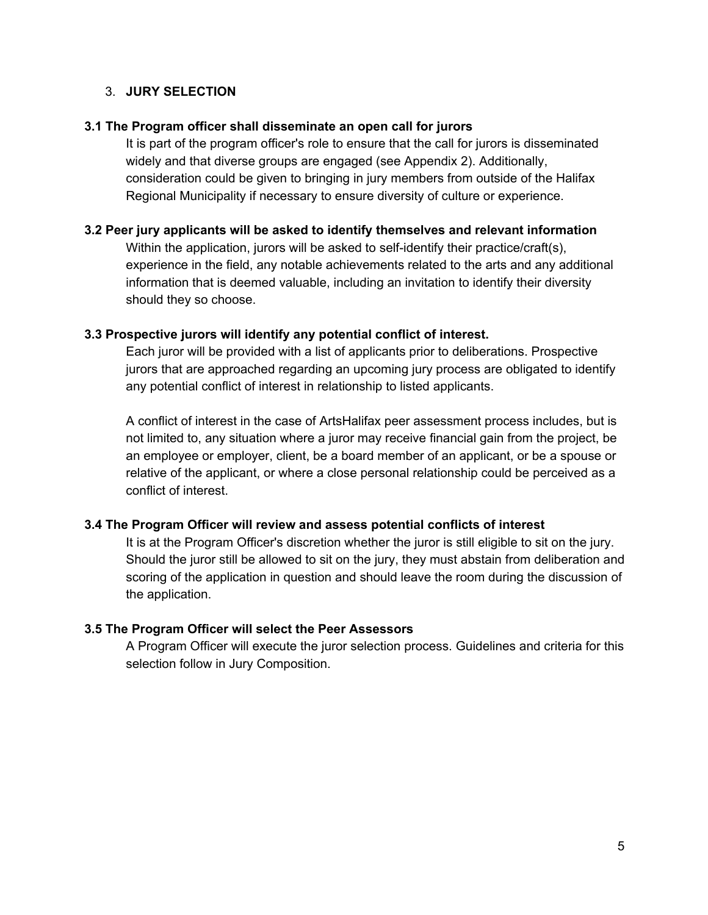3. **JURY SELECTION**

**3.1 The Program officer shall disseminate an open call for jurors**

It is part of the program officer's role to ensure that the call for jurors is disseminated widely and that diverse groups are engaged (see Appendix 2). Additionally, consideration could be given to bringing in jury members from outside of the Halifax Regional Municipality if necessary to ensure diversity of culture or experience.

**3.2 Peer jury applicants will be asked to identify themselves and relevant information**

Within the application, jurors will be asked to self-identify their practice/craft(s), experience in the field, any notable achievements related to the arts and any additional information that is deemed valuable, including an invitation to identify their diversity should they so choose.

**3.3 Prospective jurors will identify any potential conflict of interest.**

Each juror will be provided with a list of applicants prior to deliberations. Prospective jurors that are approached regarding an upcoming jury process are obligated to identify any potential conflict of interest in relationship to listed applicants.

A conflict of interest in the case of ArtsHalifax peer assessment process includes, but is not limited to, any situation where a juror may receive financial gain from the project, be an employee or employer, client, be a board member of an applicant, or be a spouse or relative of the applicant, or where a close personal relationship could be perceived as a conflict of interest.

**3.4 The Program Officer will review and assess potential conflicts of interest**

It is at the Program Officer's discretion whether the juror is still eligible to sit on the jury. Should the juror still be allowed to sit on the jury, they must abstain from deliberation and scoring of the application in question and should leave the room during the discussion of the application.

**3.5 The Program Officer will select the Peer Assessors**

A Program Officer will execute the juror selection process. Guidelines and criteria for this selection follow in Jury Composition.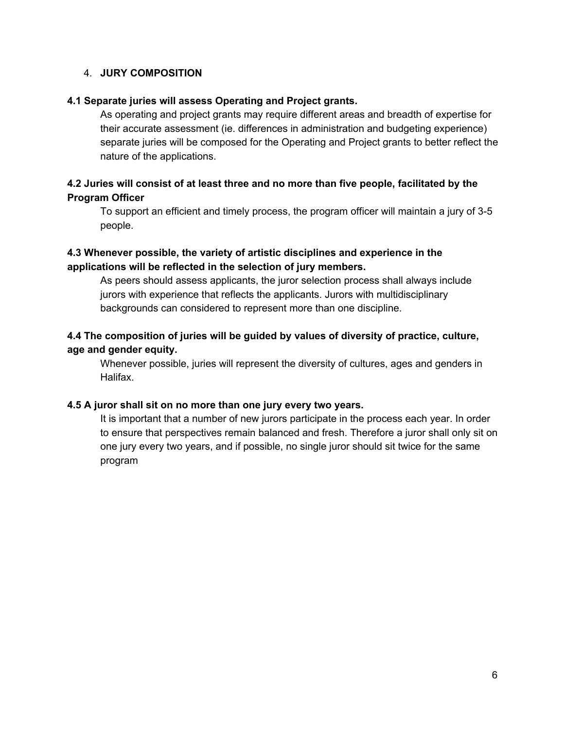## 4. JURY COMPOSITION

**4.1 Separate juries will assess Operating and Project grants.**

As operating and project grants may require different areas and breadth of expertise for their accurate assessment (ie. differences in administration and budgeting experience) separate juries will be composed for the Operating and Project grants to better reflect the nature of the applications.

**4.2 Juries will consist of at least three and no more than five people, facilitated by the Program Officer**

To support an efficient and timely process, the program officer will maintain a jury of 3-5 people.

**4.3 Whenever possible, the variety of artistic disciplines and experience in the applications will be reflected in the selection of jury members.**

As peers should assess applicants, the juror selection process shall always include jurors with experience that reflects the applicants. Jurors with multidisciplinary backgrounds can considered to represent more than one discipline.

**4.4 The composition of juries will be guided by values of diversity of practice, culture, age and gender equity.**

Whenever possible, juries will represent the diversity of cultures, ages and genders in Halifax.

**4.5 A juror shall sit on no more than one jury every two years.**

It is important that a number of new jurors participate in the process each year. In order to ensure that perspectives remain balanced and fresh. Therefore a juror shall only sit on one jury every two years, and if possible, no single juror should sit twice for the same program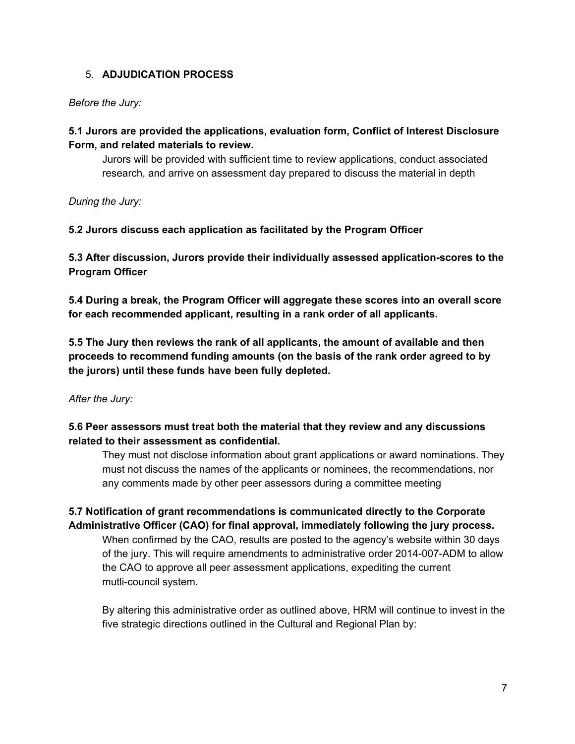## 5. **ADJUDICATION PROCESS**

*Before the Jury:*

**5.1 Jurors are provided the applications, evaluation form, Conflict of Interest Disclosure Form, and related materials to review.**

Jurors will be provided with sufficient time to review applications, conduct associated research, and arrive on assessment day prepared to discuss the material in depth

*During the Jury:*

**5.2 Jurors discuss each application as facilitated by the Program Officer**

**5.3 After discussion, Jurors provide their individually assessed application-scores to the Program Officer**

**5.4 During a break, the Program Officer will aggregate these scores into an overall score for each recommended applicant, resulting in a rank order of all applicants.**

**5.5 The Jury then reviews the rank of all applicants, the amount of available and then proceeds to recommend funding amounts (on the basis of the rank order agreed to by the jurors) until these funds have been fully depleted.**

*After the Jury:*

**5.6 Peer assessors must treat both the material that they review and any discussions related to their assessment as confidential.**

They must not disclose information about grant applications or award nominations. They must not discuss the names of the applicants or nominees, the recommendations, nor any comments made by other peer assessors during a committee meeting

**5.7 Notification of grant recommendations is communicated directly to the Corporate Administrative Officer (CAO) for final approval, immediately following the jury process.**

When confirmed by the CAO, results are posted to the agency's website within 30 days of the jury. This will require amendments to administrative order 2014-007-ADM to allow the CAO to approve all peer assessment applications, expediting the current mutli-council system.

By altering this administrative order as outlined above, HRM will continue to invest in the five strategic directions outlined in the Cultural and Regional Plan by: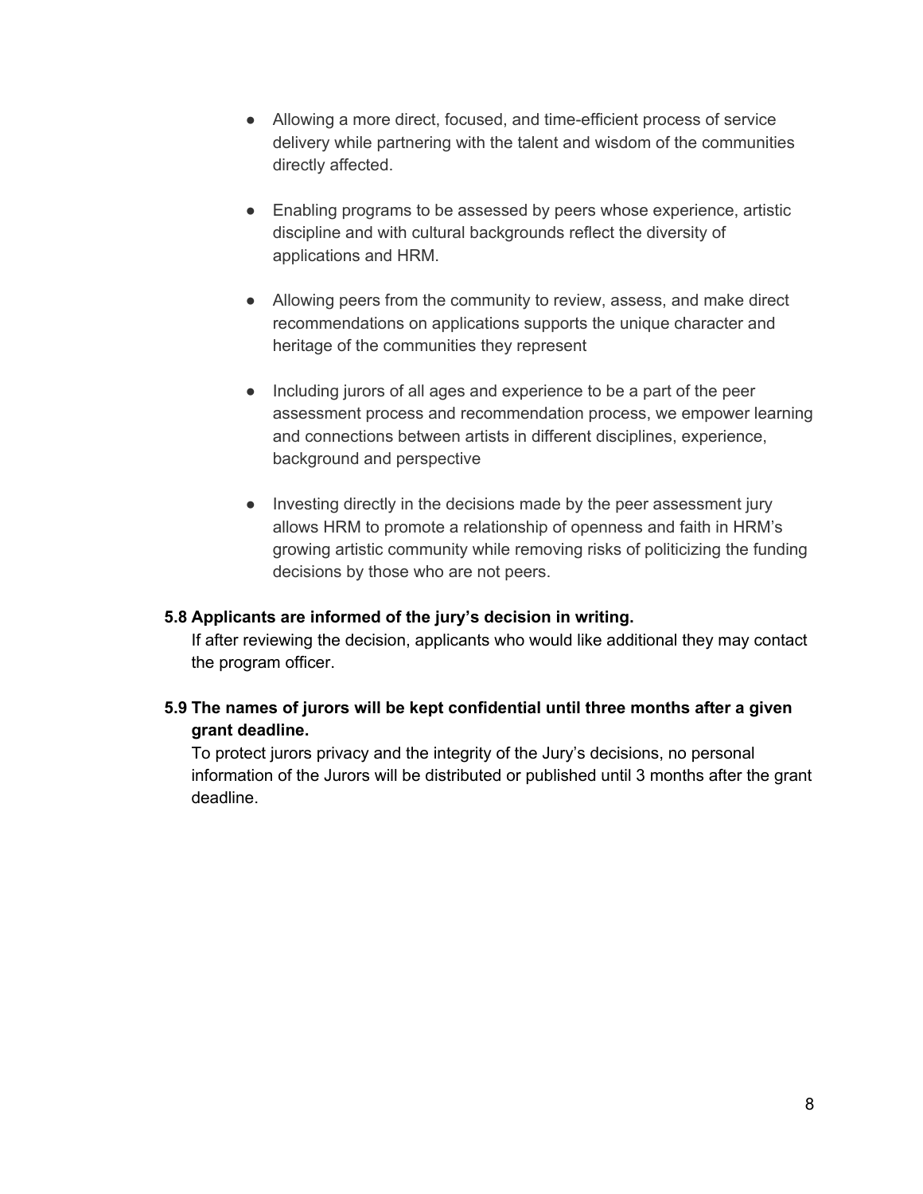- Allowing a more direct, focused, and time-efficient process of service delivery while partnering with the talent and wisdom of the communities directly affected.

- Enabling programs to be assessed by peers whose experience, artistic discipline and with cultural backgrounds reflect the diversity of applications and HRM.

- Allowing peers from the community to review, assess, and make direct recommendations on applications supports the unique character and heritage of the communities they represent

- Including jurors of all ages and experience to be a part of the peer assessment process and recommendation process, we empower learning and connections between artists in different disciplines, experience, background and perspective

- Investing directly in the decisions made by the peer assessment jury allows HRM to promote a relationship of openness and faith in HRM's growing artistic community while removing risks of politicizing the funding decisions by those who are not peers.

**5.8 Applicants are informed of the jury's decision in writing.**

If after reviewing the decision, applicants who would like additional they may contact the program officer.

**5.9 The names of jurors will be kept confidential until three months after a given grant deadline.**

To protect jurors privacy and the integrity of the Jury's decisions, no personal information of the Jurors will be distributed or published until 3 months after the grant deadline.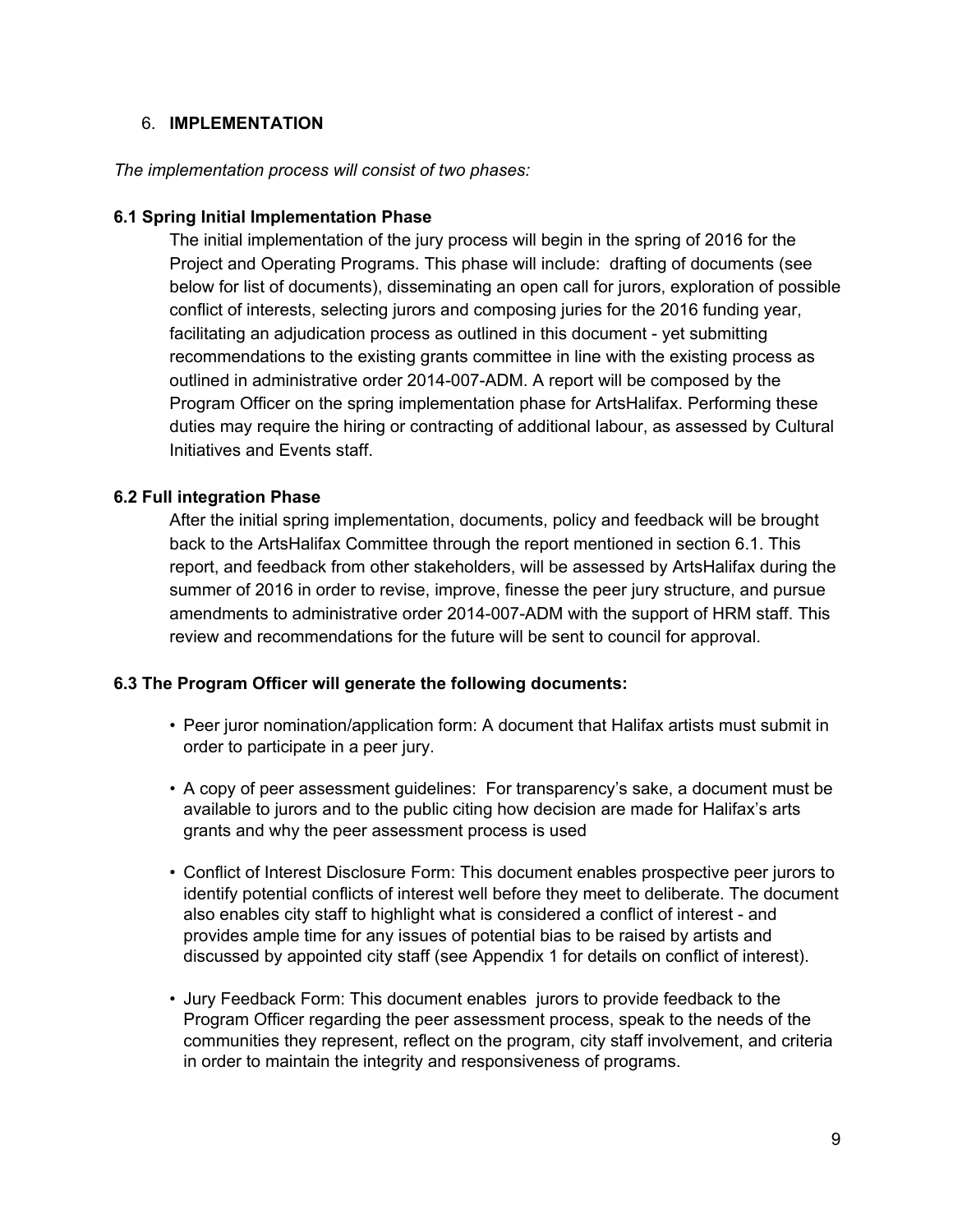## 6. **IMPLEMENTATION**

*The implementation process will consist of two phases:*

### 6.1 Spring Initial Implementation Phase

The initial implementation of the jury process will begin in the spring of 2016 for the Project and Operating Programs. This phase will include: drafting of documents (see below for list of documents), disseminating an open call for jurors, exploration of possible conflict of interests, selecting jurors and composing juries for the 2016 funding year, facilitating an adjudication process as outlined in this document - yet submitting recommendations to the existing grants committee in line with the existing process as outlined in administrative order 2014-007-ADM. A report will be composed by the Program Officer on the spring implementation phase for ArtsHalifax. Performing these duties may require the hiring or contracting of additional labour, as assessed by Cultural Initiatives and Events staff.

### 6.2 Full integration Phase

After the initial spring implementation, documents, policy and feedback will be brought back to the ArtsHalifax Committee through the report mentioned in section 6.1. This report, and feedback from other stakeholders, will be assessed by ArtsHalifax during the summer of 2016 in order to revise, improve, finesse the peer jury structure, and pursue amendments to administrative order 2014-007-ADM with the support of HRM staff. This review and recommendations for the future will be sent to council for approval.

### 6.3 The Program Officer will generate the following documents:

- Peer juror nomination/application form: A document that Halifax artists must submit in order to participate in a peer jury.
- A copy of peer assessment guidelines: For transparency's sake, a document must be available to jurors and to the public citing how decision are made for Halifax's arts grants and why the peer assessment process is used
- Conflict of Interest Disclosure Form: This document enables prospective peer jurors to identify potential conflicts of interest well before they meet to deliberate. The document also enables city staff to highlight what is considered a conflict of interest - and provides ample time for any issues of potential bias to be raised by artists and discussed by appointed city staff (see Appendix 1 for details on conflict of interest).
- Jury Feedback Form: This document enables jurors to provide feedback to the Program Officer regarding the peer assessment process, speak to the needs of the communities they represent, reflect on the program, city staff involvement, and criteria in order to maintain the integrity and responsiveness of programs.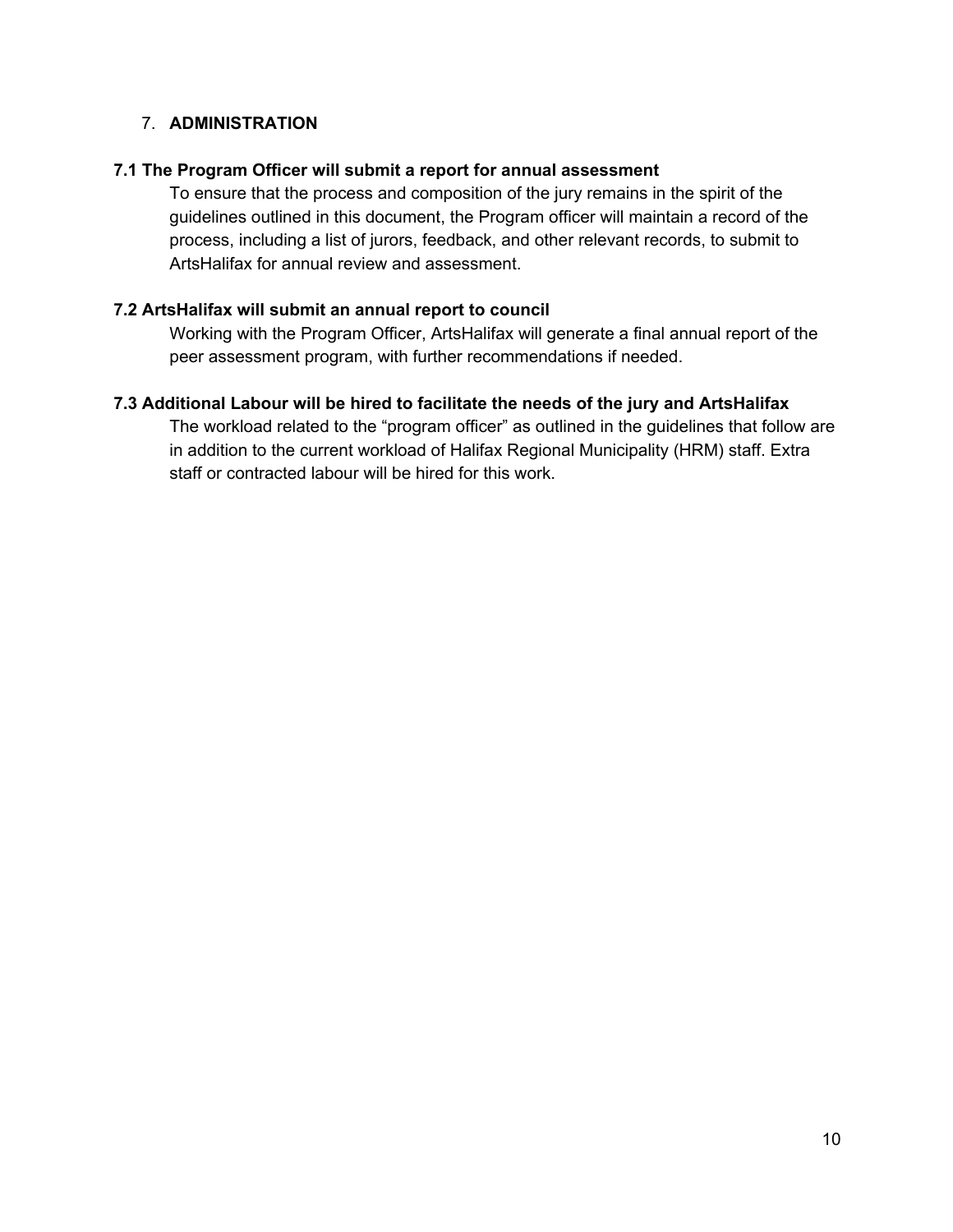## 7. ADMINISTRATION

### 7.1 The Program Officer will submit a report for annual assessment

To ensure that the process and composition of the jury remains in the spirit of the guidelines outlined in this document, the Program officer will maintain a record of the process, including a list of jurors, feedback, and other relevant records, to submit to ArtsHalifax for annual review and assessment.

### 7.2 ArtsHalifax will submit an annual report to council

Working with the Program Officer, ArtsHalifax will generate a final annual report of the peer assessment program, with further recommendations if needed.

### 7.3 Additional Labour will be hired to facilitate the needs of the jury and ArtsHalifax

The workload related to the "program officer" as outlined in the guidelines that follow are in addition to the current workload of Halifax Regional Municipality (HRM) staff. Extra staff or contracted labour will be hired for this work.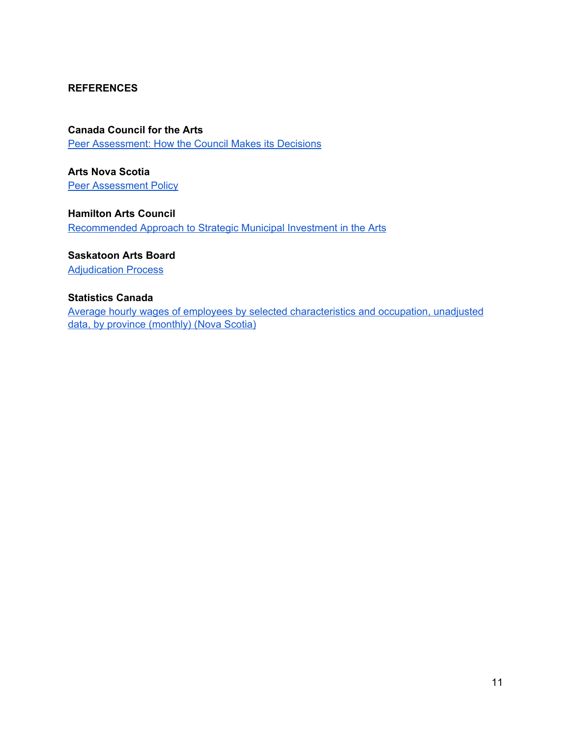## REFERENCES

**Canada Council for the Arts**
Peer Assessment: How the Council Makes its Decisions

**Arts Nova Scotia**
Peer Assessment Policy

**Hamilton Arts Council**
Recommended Approach to Strategic Municipal Investment in the Arts

**Saskatoon Arts Board**
Adjudication Process

**Statistics Canada**
Average hourly wages of employees by selected characteristics and occupation, unadjusted data, by province (monthly) (Nova Scotia)